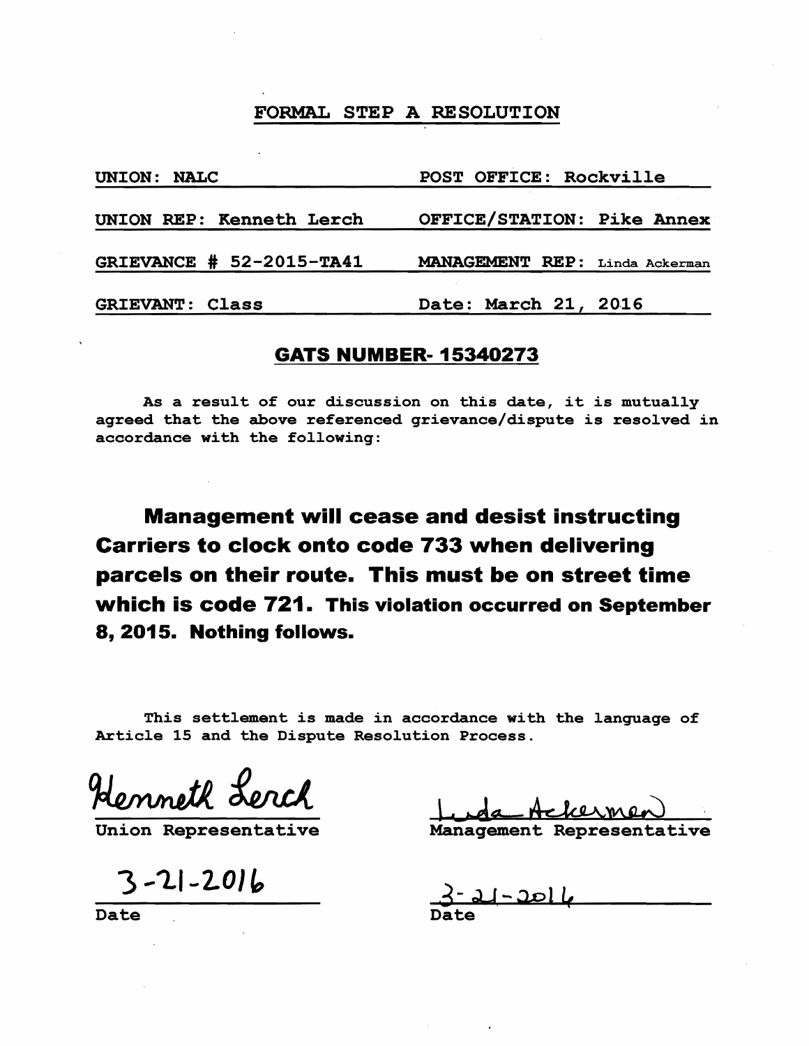# FORMAL STEP A RESOLUTION

| | |
|---|---|
| UNION: NALC | POST OFFICE: Rockville |
| UNION REP: Kenneth Lerch | OFFICE/STATION: Pike Annex |
| GRIEVANCE # 52-2015-TA41 | MANAGEMENT REP: Linda Ackerman |
| GRIEVANT: Class | Date: March 21, 2016 |

## GATS NUMBER- 15340273

As a result of our discussion on this date, it is mutually agreed that the above referenced grievance/dispute is resolved in accordance with the following:

**Management will cease and desist instructing Carriers to clock onto code 733 when delivering parcels on their route. This must be on street time which is code 721. This violation occurred on September 8, 2015. Nothing follows.**

This settlement is made in accordance with the language of Article 15 and the Dispute Resolution Process.

Kenneth Lerch
Union Representative

3-21-2016
Date

Linda Ackerman
Management Representative

3-21-2016
Date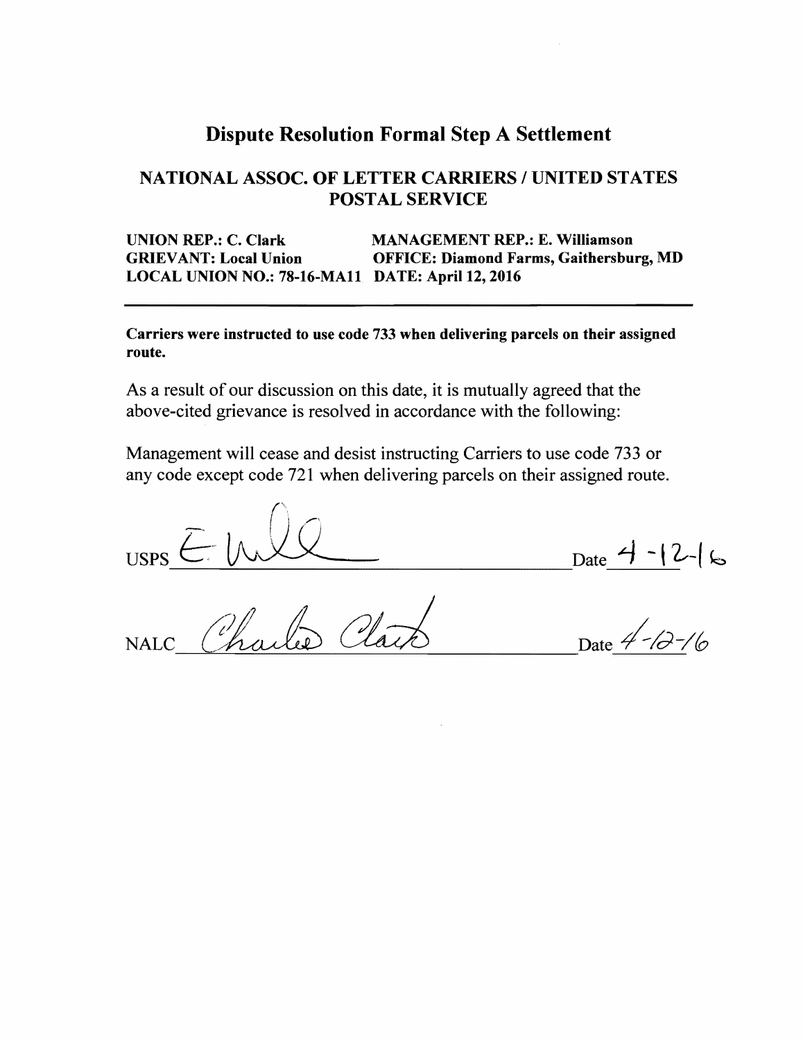# Dispute Resolution Formal Step A Settlement

## NATIONAL ASSOC. OF LETTER CARRIERS / UNITED STATES POSTAL SERVICE

**UNION REP.: C. Clark** **MANAGEMENT REP.: E. Williamson**
**GRIEVANT: Local Union** **OFFICE: Diamond Farms, Gaithersburg, MD**
**LOCAL UNION NO.: 78-16-MA11** **DATE: April 12, 2016**

---

**Carriers were instructed to use code 733 when delivering parcels on their assigned route.**

As a result of our discussion on this date, it is mutually agreed that the above-cited grievance is resolved in accordance with the following:

Management will cease and desist instructing Carriers to use code 733 or any code except code 721 when delivering parcels on their assigned route.

USPS E. Will Date 4-12-16

NALC Charles Clark Date 4-12-16